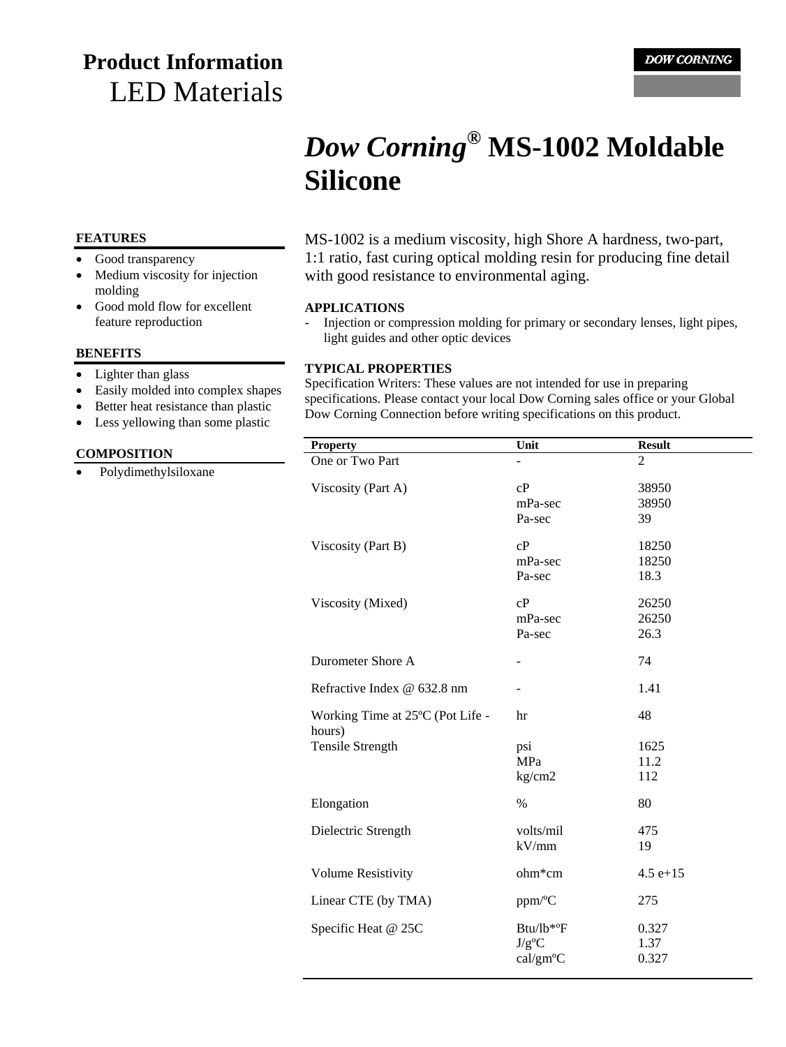# Product Information
## LED Materials

DOW CORNING

# *Dow Corning®* MS-1002 Moldable Silicone

MS-1002 is a medium viscosity, high Shore A hardness, two-part, 1:1 ratio, fast curing optical molding resin for producing fine detail with good resistance to environmental aging.

### FEATURES

- Good transparency
- Medium viscosity for injection molding
- Good mold flow for excellent feature reproduction

### BENEFITS

- Lighter than glass
- Easily molded into complex shapes
- Better heat resistance than plastic
- Less yellowing than some plastic

### COMPOSITION

- Polydimethylsiloxane

### APPLICATIONS

- Injection or compression molding for primary or secondary lenses, light pipes, light guides and other optic devices

### TYPICAL PROPERTIES

Specification Writers: These values are not intended for use in preparing specifications. Please contact your local Dow Corning sales office or your Global Dow Corning Connection before writing specifications on this product.

| Property | Unit | Result |
|---|---|---|
| One or Two Part | - | 2 |
| Viscosity (Part A) | cP | 38950 |
| | mPa-sec | 38950 |
| | Pa-sec | 39 |
| Viscosity (Part B) | cP | 18250 |
| | mPa-sec | 18250 |
| | Pa-sec | 18.3 |
| Viscosity (Mixed) | cP | 26250 |
| | mPa-sec | 26250 |
| | Pa-sec | 26.3 |
| Durometer Shore A | - | 74 |
| Refractive Index @ 632.8 nm | - | 1.41 |
| Working Time at 25ºC (Pot Life - hours) | hr | 48 |
| Tensile Strength | psi | 1625 |
| | MPa | 11.2 |
| | kg/cm2 | 112 |
| Elongation | % | 80 |
| Dielectric Strength | volts/mil | 475 |
| | kV/mm | 19 |
| Volume Resistivity | ohm*cm | 4.5 e+15 |
| Linear CTE (by TMA) | ppm/ºC | 275 |
| Specific Heat @ 25C | Btu/lb*ºF | 0.327 |
| | J/gºC | 1.37 |
| | cal/gmºC | 0.327 |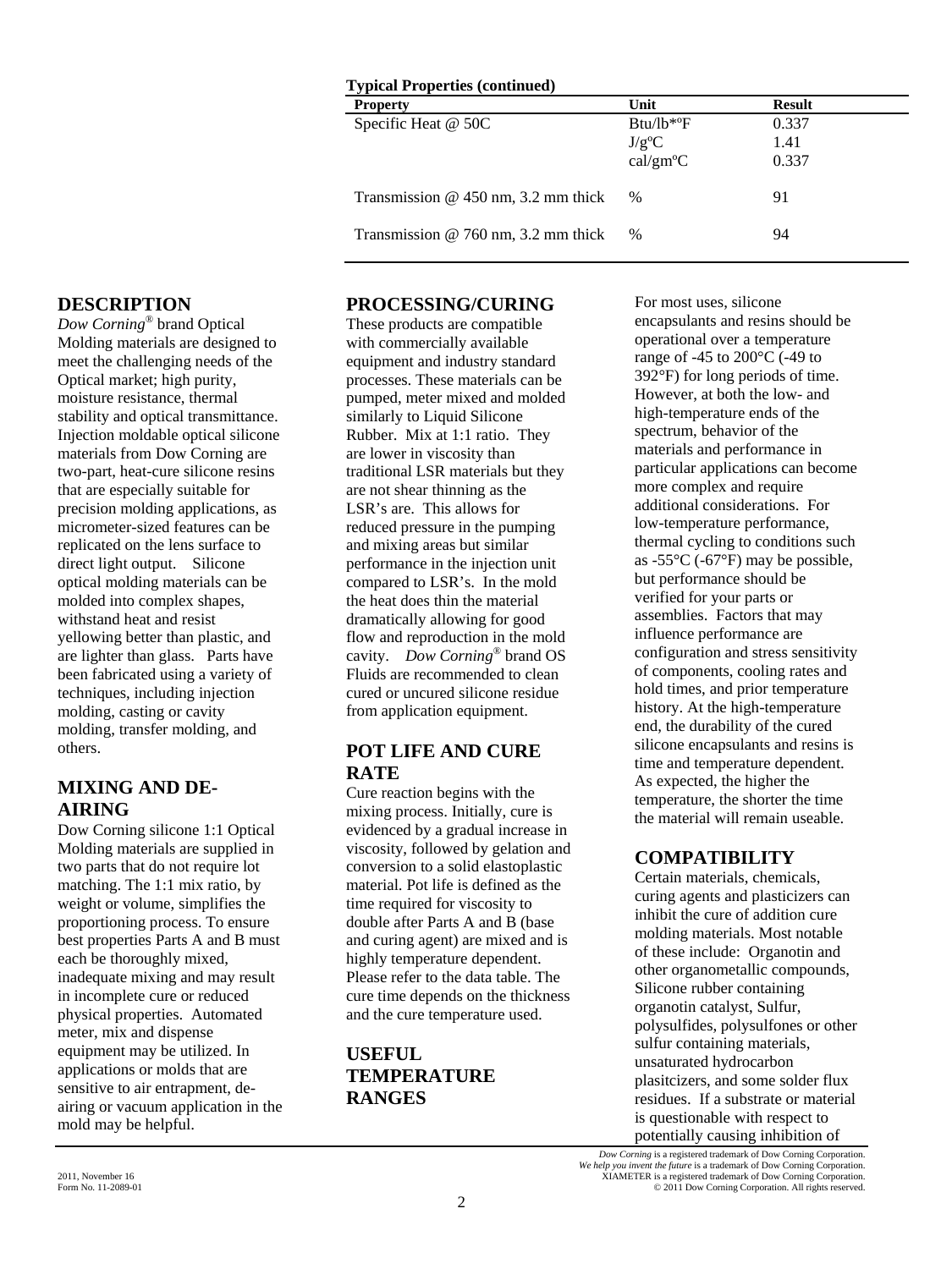**Typical Properties (continued)**

| Property | Unit | Result |
|---|---|---|
| Specific Heat @ 50C | Btu/lb*ºF | 0.337 |
| | J/gºC | 1.41 |
| | cal/gmºC | 0.337 |
| Transmission @ 450 nm, 3.2 mm thick | % | 91 |
| Transmission @ 760 nm, 3.2 mm thick | % | 94 |

## DESCRIPTION

*Dow Corning*® brand Optical Molding materials are designed to meet the challenging needs of the Optical market; high purity, moisture resistance, thermal stability and optical transmittance. Injection moldable optical silicone materials from Dow Corning are two-part, heat-cure silicone resins that are especially suitable for precision molding applications, as micrometer-sized features can be replicated on the lens surface to direct light output. Silicone optical molding materials can be molded into complex shapes, withstand heat and resist yellowing better than plastic, and are lighter than glass. Parts have been fabricated using a variety of techniques, including injection molding, casting or cavity molding, transfer molding, and others.

## MIXING AND DE-AIRING

Dow Corning silicone 1:1 Optical Molding materials are supplied in two parts that do not require lot matching. The 1:1 mix ratio, by weight or volume, simplifies the proportioning process. To ensure best properties Parts A and B must each be thoroughly mixed, inadequate mixing and may result in incomplete cure or reduced physical properties. Automated meter, mix and dispense equipment may be utilized. In applications or molds that are sensitive to air entrapment, de-airing or vacuum application in the mold may be helpful.

## PROCESSING/CURING

These products are compatible with commercially available equipment and industry standard processes. These materials can be pumped, meter mixed and molded similarly to Liquid Silicone Rubber. Mix at 1:1 ratio. They are lower in viscosity than traditional LSR materials but they are not shear thinning as the LSR's are. This allows for reduced pressure in the pumping and mixing areas but similar performance in the injection unit compared to LSR's. In the mold the heat does thin the material dramatically allowing for good flow and reproduction in the mold cavity. *Dow Corning*® brand OS Fluids are recommended to clean cured or uncured silicone residue from application equipment.

## POT LIFE AND CURE RATE

Cure reaction begins with the mixing process. Initially, cure is evidenced by a gradual increase in viscosity, followed by gelation and conversion to a solid elastoplastic material. Pot life is defined as the time required for viscosity to double after Parts A and B (base and curing agent) are mixed and is highly temperature dependent. Please refer to the data table. The cure time depends on the thickness and the cure temperature used.

## USEFUL TEMPERATURE RANGES

For most uses, silicone encapsulants and resins should be operational over a temperature range of -45 to 200°C (-49 to 392°F) for long periods of time. However, at both the low- and high-temperature ends of the spectrum, behavior of the materials and performance in particular applications can become more complex and require additional considerations. For low-temperature performance, thermal cycling to conditions such as -55°C (-67°F) may be possible, but performance should be verified for your parts or assemblies. Factors that may influence performance are configuration and stress sensitivity of components, cooling rates and hold times, and prior temperature history. At the high-temperature end, the durability of the cured silicone encapsulants and resins is time and temperature dependent. As expected, the higher the temperature, the shorter the time the material will remain useable.

## COMPATIBILITY

Certain materials, chemicals, curing agents and plasticizers can inhibit the cure of addition cure molding materials. Most notable of these include: Organotin and other organometallic compounds, Silicone rubber containing organotin catalyst, Sulfur, polysulfides, polysulfones or other sulfur containing materials, unsaturated hydrocarbon plasitcizers, and some solder flux residues. If a substrate or material is questionable with respect to potentially causing inhibition of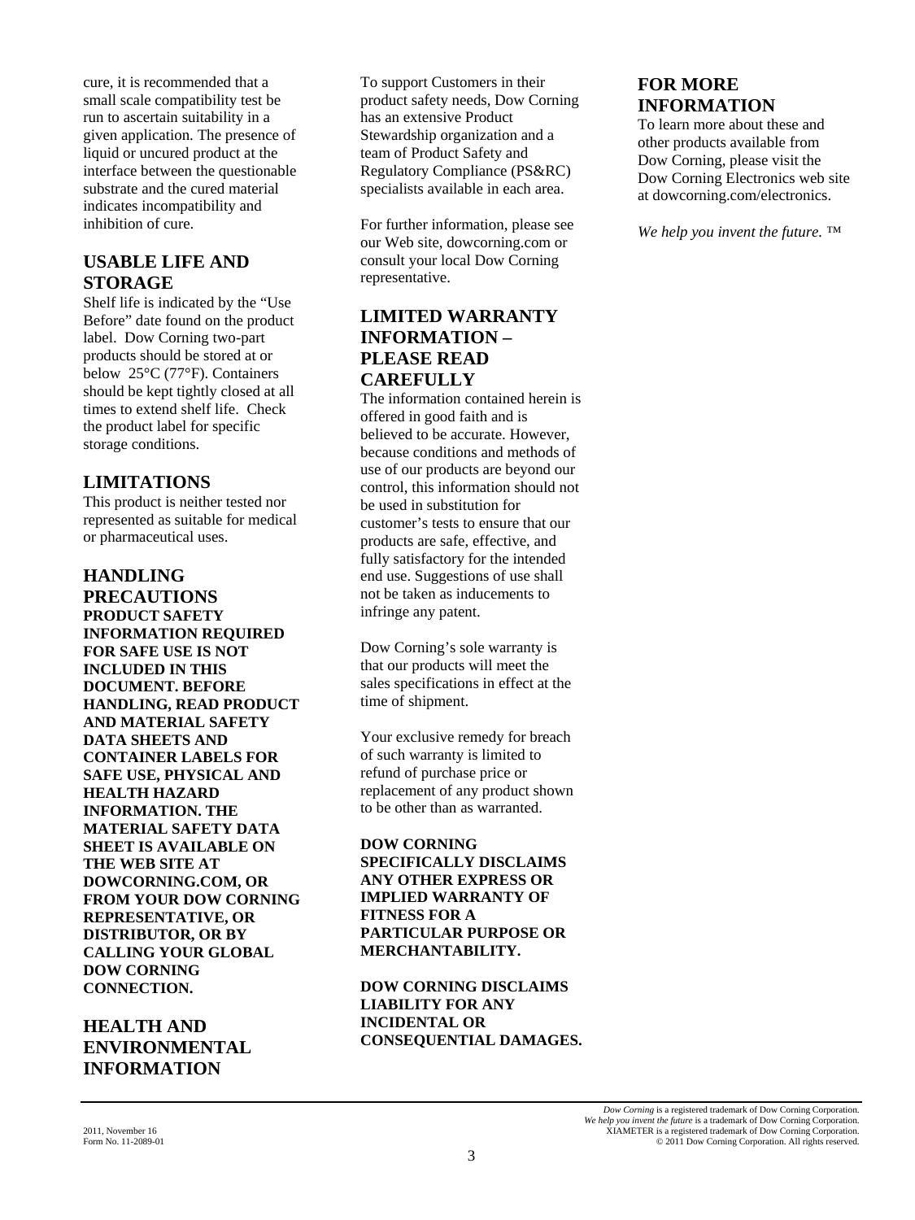cure, it is recommended that a small scale compatibility test be run to ascertain suitability in a given application. The presence of liquid or uncured product at the interface between the questionable substrate and the cured material indicates incompatibility and inhibition of cure.

## USABLE LIFE AND STORAGE

Shelf life is indicated by the "Use Before" date found on the product label. Dow Corning two-part products should be stored at or below 25°C (77°F). Containers should be kept tightly closed at all times to extend shelf life. Check the product label for specific storage conditions.

## LIMITATIONS

This product is neither tested nor represented as suitable for medical or pharmaceutical uses.

## HANDLING PRECAUTIONS

**PRODUCT SAFETY INFORMATION REQUIRED FOR SAFE USE IS NOT INCLUDED IN THIS DOCUMENT. BEFORE HANDLING, READ PRODUCT AND MATERIAL SAFETY DATA SHEETS AND CONTAINER LABELS FOR SAFE USE, PHYSICAL AND HEALTH HAZARD INFORMATION. THE MATERIAL SAFETY DATA SHEET IS AVAILABLE ON THE WEB SITE AT DOWCORNING.COM, OR FROM YOUR DOW CORNING REPRESENTATIVE, OR DISTRIBUTOR, OR BY CALLING YOUR GLOBAL DOW CORNING CONNECTION.**

## HEALTH AND ENVIRONMENTAL INFORMATION

To support Customers in their product safety needs, Dow Corning has an extensive Product Stewardship organization and a team of Product Safety and Regulatory Compliance (PS&RC) specialists available in each area.

For further information, please see our Web site, dowcorning.com or consult your local Dow Corning representative.

## LIMITED WARRANTY INFORMATION – PLEASE READ CAREFULLY

The information contained herein is offered in good faith and is believed to be accurate. However, because conditions and methods of use of our products are beyond our control, this information should not be used in substitution for customer's tests to ensure that our products are safe, effective, and fully satisfactory for the intended end use. Suggestions of use shall not be taken as inducements to infringe any patent.

Dow Corning's sole warranty is that our products will meet the sales specifications in effect at the time of shipment.

Your exclusive remedy for breach of such warranty is limited to refund of purchase price or replacement of any product shown to be other than as warranted.

**DOW CORNING SPECIFICALLY DISCLAIMS ANY OTHER EXPRESS OR IMPLIED WARRANTY OF FITNESS FOR A PARTICULAR PURPOSE OR MERCHANTABILITY.**

**DOW CORNING DISCLAIMS LIABILITY FOR ANY INCIDENTAL OR CONSEQUENTIAL DAMAGES.**

## FOR MORE INFORMATION

To learn more about these and other products available from Dow Corning, please visit the Dow Corning Electronics web site at dowcorning.com/electronics.

*We help you invent the future.* ™

2011, November 16
Form No. 11-2089-01

*Dow Corning* is a registered trademark of Dow Corning Corporation.
*We help you invent the future* is a trademark of Dow Corning Corporation.
XIAMETER is a registered trademark of Dow Corning Corporation.
© 2011 Dow Corning Corporation. All rights reserved.